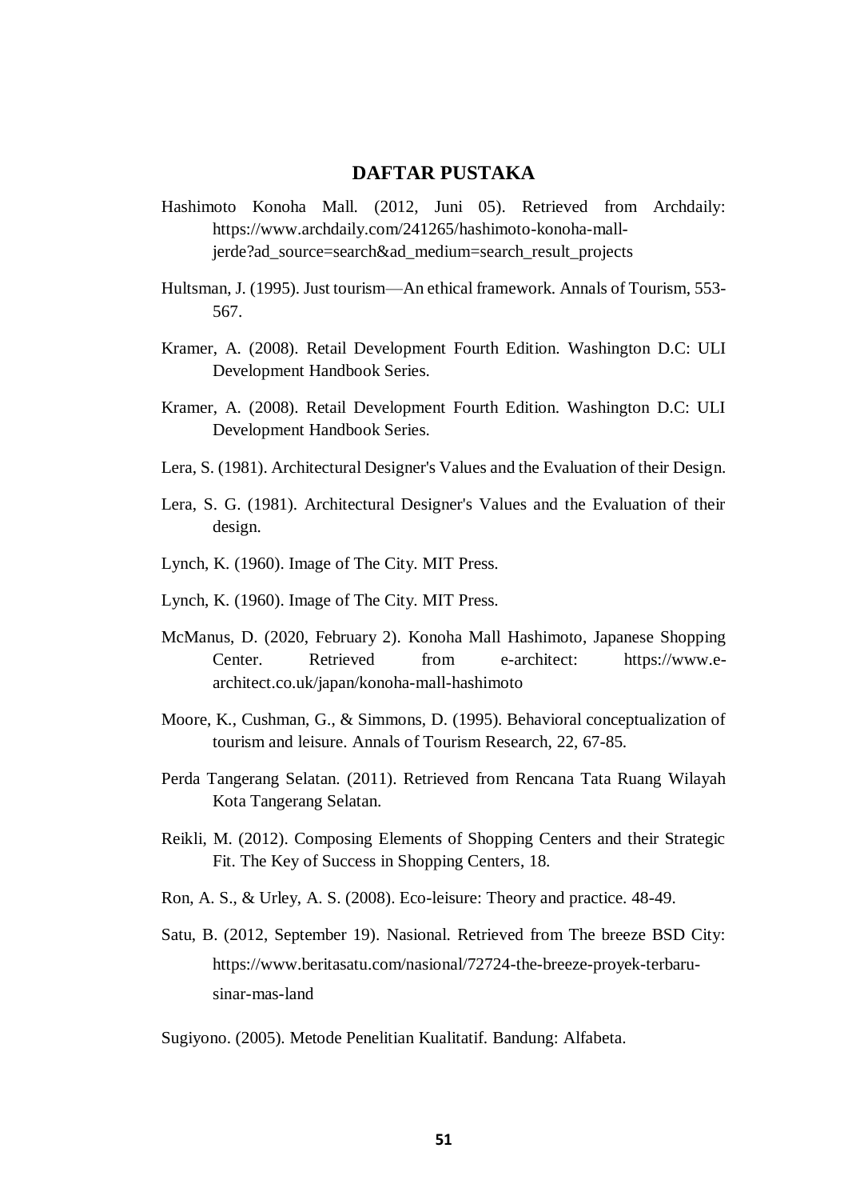# DAFTAR PUSTAKA

Hashimoto Konoha Mall. (2012, Juni 05). Retrieved from Archdaily: https://www.archdaily.com/241265/hashimoto-konoha-mall-jerde?ad_source=search&ad_medium=search_result_projects

Hultsman, J. (1995). Just tourism—An ethical framework. Annals of Tourism, 553-567.

Kramer, A. (2008). Retail Development Fourth Edition. Washington D.C: ULI Development Handbook Series.

Kramer, A. (2008). Retail Development Fourth Edition. Washington D.C: ULI Development Handbook Series.

Lera, S. (1981). Architectural Designer's Values and the Evaluation of their Design.

Lera, S. G. (1981). Architectural Designer's Values and the Evaluation of their design.

Lynch, K. (1960). Image of The City. MIT Press.

Lynch, K. (1960). Image of The City. MIT Press.

McManus, D. (2020, February 2). Konoha Mall Hashimoto, Japanese Shopping Center. Retrieved from e-architect: https://www.e-architect.co.uk/japan/konoha-mall-hashimoto

Moore, K., Cushman, G., & Simmons, D. (1995). Behavioral conceptualization of tourism and leisure. Annals of Tourism Research, 22, 67-85.

Perda Tangerang Selatan. (2011). Retrieved from Rencana Tata Ruang Wilayah Kota Tangerang Selatan.

Reikli, M. (2012). Composing Elements of Shopping Centers and their Strategic Fit. The Key of Success in Shopping Centers, 18.

Ron, A. S., & Urley, A. S. (2008). Eco-leisure: Theory and practice. 48-49.

Satu, B. (2012, September 19). Nasional. Retrieved from The breeze BSD City: https://www.beritasatu.com/nasional/72724-the-breeze-proyek-terbaru-sinar-mas-land

Sugiyono. (2005). Metode Penelitian Kualitatif. Bandung: Alfabeta.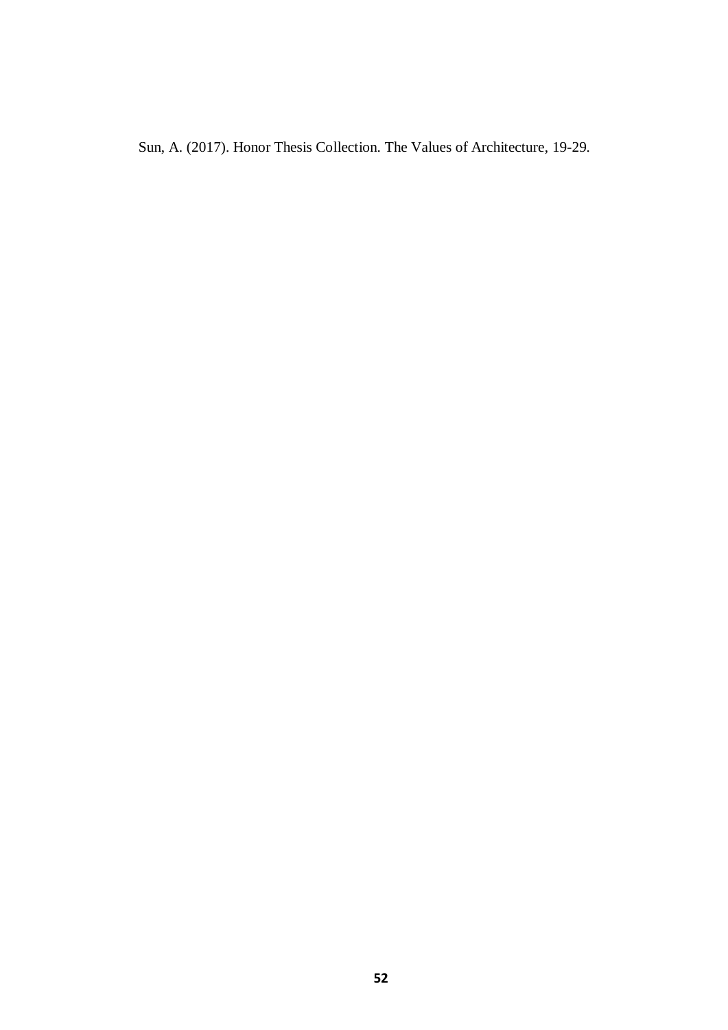Sun, A. (2017). Honor Thesis Collection. The Values of Architecture, 19-29.